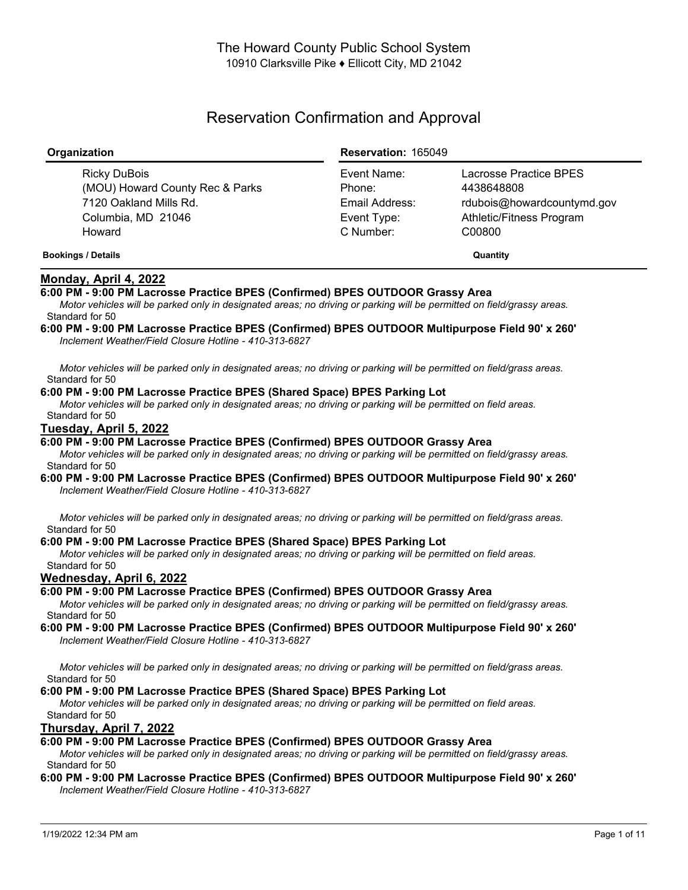The Howard County Public School System
10910 Clarksville Pike ♦ Ellicott City, MD 21042

# Reservation Confirmation and Approval

| **Organization** | **Reservation:** 165049 | |
|---|---|---|
| Ricky DuBois | Event Name: | Lacrosse Practice BPES |
| (MOU) Howard County Rec & Parks | Phone: | 4438648808 |
| 7120 Oakland Mills Rd. | Email Address: | rdubois@howardcountymd.gov |
| Columbia, MD 21046 | Event Type: | Athletic/Fitness Program |
| Howard | C Number: | C00800 |

**Bookings / Details** **Quantity**

## Monday, April 4, 2022

**6:00 PM - 9:00 PM Lacrosse Practice BPES (Confirmed) BPES OUTDOOR Grassy Area**
*Motor vehicles will be parked only in designated areas; no driving or parking will be permitted on field/grassy areas.*
Standard for 50

**6:00 PM - 9:00 PM Lacrosse Practice BPES (Confirmed) BPES OUTDOOR Multipurpose Field 90' x 260'**
*Inclement Weather/Field Closure Hotline - 410-313-6827*

*Motor vehicles will be parked only in designated areas; no driving or parking will be permitted on field/grass areas.*
Standard for 50

**6:00 PM - 9:00 PM Lacrosse Practice BPES (Shared Space) BPES Parking Lot**
*Motor vehicles will be parked only in designated areas; no driving or parking will be permitted on field areas.*
Standard for 50

## Tuesday, April 5, 2022

**6:00 PM - 9:00 PM Lacrosse Practice BPES (Confirmed) BPES OUTDOOR Grassy Area**
*Motor vehicles will be parked only in designated areas; no driving or parking will be permitted on field/grassy areas.*
Standard for 50

**6:00 PM - 9:00 PM Lacrosse Practice BPES (Confirmed) BPES OUTDOOR Multipurpose Field 90' x 260'**
*Inclement Weather/Field Closure Hotline - 410-313-6827*

*Motor vehicles will be parked only in designated areas; no driving or parking will be permitted on field/grass areas.*
Standard for 50

**6:00 PM - 9:00 PM Lacrosse Practice BPES (Shared Space) BPES Parking Lot**
*Motor vehicles will be parked only in designated areas; no driving or parking will be permitted on field areas.*
Standard for 50

## Wednesday, April 6, 2022

**6:00 PM - 9:00 PM Lacrosse Practice BPES (Confirmed) BPES OUTDOOR Grassy Area**
*Motor vehicles will be parked only in designated areas; no driving or parking will be permitted on field/grassy areas.*
Standard for 50

**6:00 PM - 9:00 PM Lacrosse Practice BPES (Confirmed) BPES OUTDOOR Multipurpose Field 90' x 260'**
*Inclement Weather/Field Closure Hotline - 410-313-6827*

*Motor vehicles will be parked only in designated areas; no driving or parking will be permitted on field/grass areas.*
Standard for 50

**6:00 PM - 9:00 PM Lacrosse Practice BPES (Shared Space) BPES Parking Lot**
*Motor vehicles will be parked only in designated areas; no driving or parking will be permitted on field areas.*
Standard for 50

## Thursday, April 7, 2022

**6:00 PM - 9:00 PM Lacrosse Practice BPES (Confirmed) BPES OUTDOOR Grassy Area**
*Motor vehicles will be parked only in designated areas; no driving or parking will be permitted on field/grassy areas.*
Standard for 50

**6:00 PM - 9:00 PM Lacrosse Practice BPES (Confirmed) BPES OUTDOOR Multipurpose Field 90' x 260'**
*Inclement Weather/Field Closure Hotline - 410-313-6827*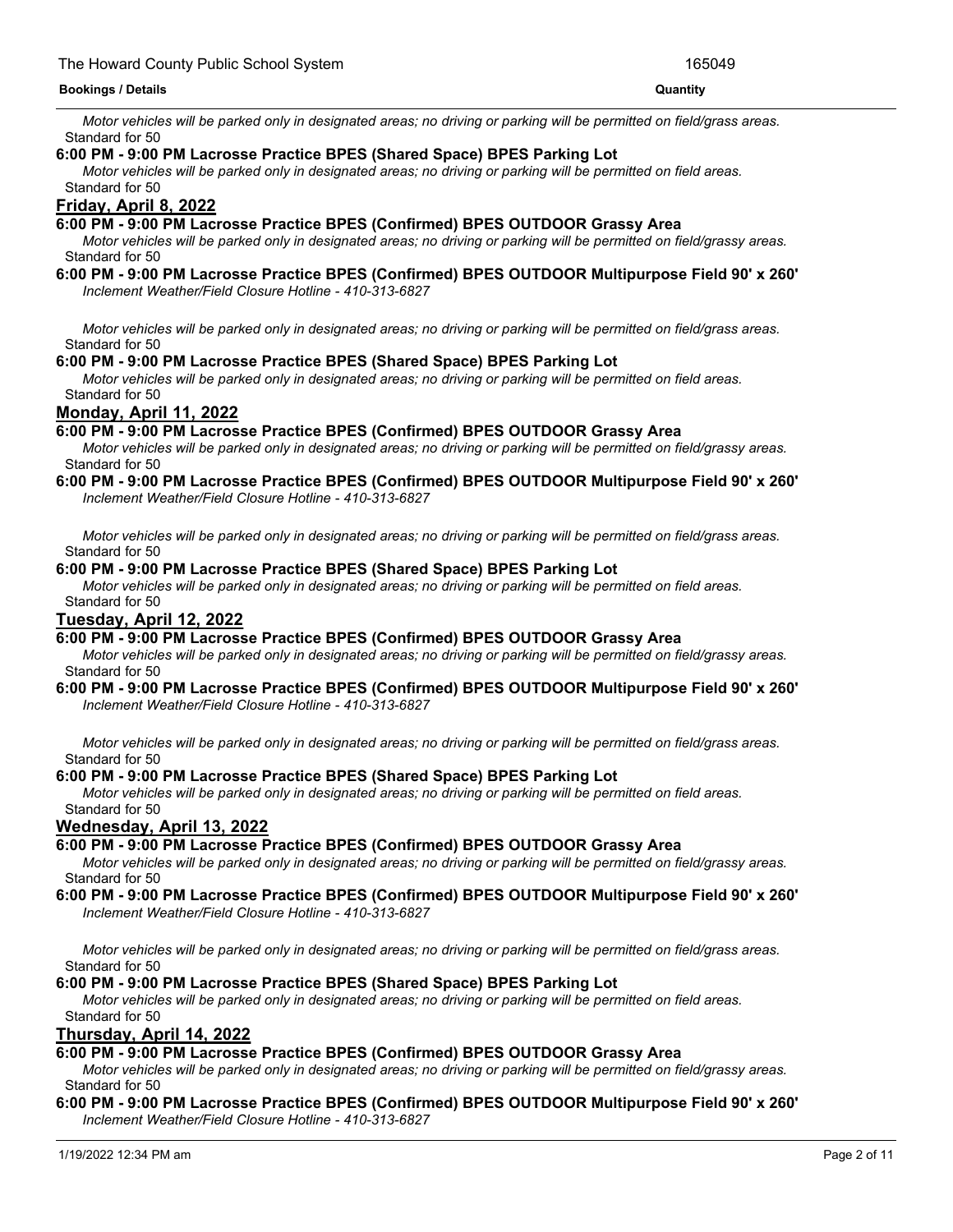*Motor vehicles will be parked only in designated areas; no driving or parking will be permitted on field/grass areas.*
Standard for 50

**6:00 PM - 9:00 PM Lacrosse Practice BPES (Shared Space) BPES Parking Lot**
*Motor vehicles will be parked only in designated areas; no driving or parking will be permitted on field areas.*
Standard for 50

## Friday, April 8, 2022

**6:00 PM - 9:00 PM Lacrosse Practice BPES (Confirmed) BPES OUTDOOR Grassy Area**
*Motor vehicles will be parked only in designated areas; no driving or parking will be permitted on field/grassy areas.*
Standard for 50

**6:00 PM - 9:00 PM Lacrosse Practice BPES (Confirmed) BPES OUTDOOR Multipurpose Field 90' x 260'**
*Inclement Weather/Field Closure Hotline - 410-313-6827*

*Motor vehicles will be parked only in designated areas; no driving or parking will be permitted on field/grass areas.*
Standard for 50

**6:00 PM - 9:00 PM Lacrosse Practice BPES (Shared Space) BPES Parking Lot**
*Motor vehicles will be parked only in designated areas; no driving or parking will be permitted on field areas.*
Standard for 50

## Monday, April 11, 2022

**6:00 PM - 9:00 PM Lacrosse Practice BPES (Confirmed) BPES OUTDOOR Grassy Area**
*Motor vehicles will be parked only in designated areas; no driving or parking will be permitted on field/grassy areas.*
Standard for 50

**6:00 PM - 9:00 PM Lacrosse Practice BPES (Confirmed) BPES OUTDOOR Multipurpose Field 90' x 260'**
*Inclement Weather/Field Closure Hotline - 410-313-6827*

*Motor vehicles will be parked only in designated areas; no driving or parking will be permitted on field/grass areas.*
Standard for 50

**6:00 PM - 9:00 PM Lacrosse Practice BPES (Shared Space) BPES Parking Lot**
*Motor vehicles will be parked only in designated areas; no driving or parking will be permitted on field areas.*
Standard for 50

## Tuesday, April 12, 2022

**6:00 PM - 9:00 PM Lacrosse Practice BPES (Confirmed) BPES OUTDOOR Grassy Area**
*Motor vehicles will be parked only in designated areas; no driving or parking will be permitted on field/grassy areas.*
Standard for 50

**6:00 PM - 9:00 PM Lacrosse Practice BPES (Confirmed) BPES OUTDOOR Multipurpose Field 90' x 260'**
*Inclement Weather/Field Closure Hotline - 410-313-6827*

*Motor vehicles will be parked only in designated areas; no driving or parking will be permitted on field/grass areas.*
Standard for 50

**6:00 PM - 9:00 PM Lacrosse Practice BPES (Shared Space) BPES Parking Lot**
*Motor vehicles will be parked only in designated areas; no driving or parking will be permitted on field areas.*
Standard for 50

## Wednesday, April 13, 2022

**6:00 PM - 9:00 PM Lacrosse Practice BPES (Confirmed) BPES OUTDOOR Grassy Area**
*Motor vehicles will be parked only in designated areas; no driving or parking will be permitted on field/grassy areas.*
Standard for 50

**6:00 PM - 9:00 PM Lacrosse Practice BPES (Confirmed) BPES OUTDOOR Multipurpose Field 90' x 260'**
*Inclement Weather/Field Closure Hotline - 410-313-6827*

*Motor vehicles will be parked only in designated areas; no driving or parking will be permitted on field/grass areas.*
Standard for 50

**6:00 PM - 9:00 PM Lacrosse Practice BPES (Shared Space) BPES Parking Lot**
*Motor vehicles will be parked only in designated areas; no driving or parking will be permitted on field areas.*
Standard for 50

## Thursday, April 14, 2022

**6:00 PM - 9:00 PM Lacrosse Practice BPES (Confirmed) BPES OUTDOOR Grassy Area**
*Motor vehicles will be parked only in designated areas; no driving or parking will be permitted on field/grassy areas.*
Standard for 50

**6:00 PM - 9:00 PM Lacrosse Practice BPES (Confirmed) BPES OUTDOOR Multipurpose Field 90' x 260'**
*Inclement Weather/Field Closure Hotline - 410-313-6827*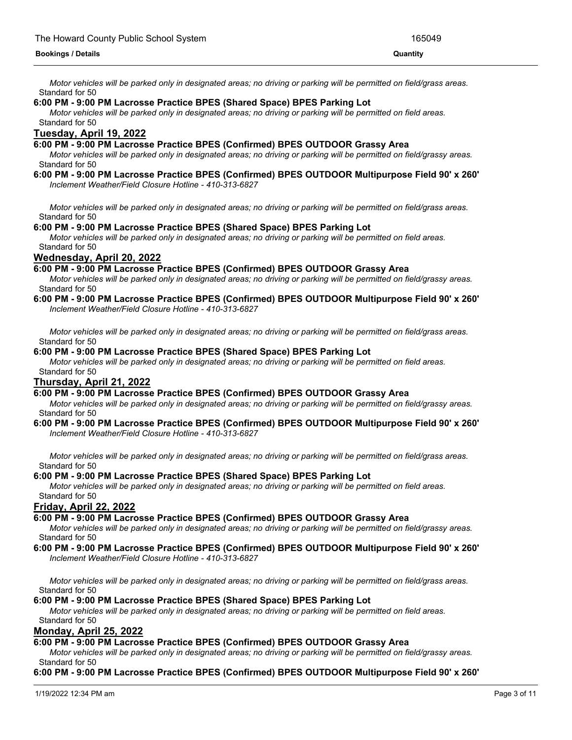*Motor vehicles will be parked only in designated areas; no driving or parking will be permitted on field/grass areas.*
Standard for 50

**6:00 PM - 9:00 PM Lacrosse Practice BPES (Shared Space) BPES Parking Lot**

*Motor vehicles will be parked only in designated areas; no driving or parking will be permitted on field areas.*
Standard for 50

## Tuesday, April 19, 2022

**6:00 PM - 9:00 PM Lacrosse Practice BPES (Confirmed) BPES OUTDOOR Grassy Area**

*Motor vehicles will be parked only in designated areas; no driving or parking will be permitted on field/grassy areas.*
Standard for 50

**6:00 PM - 9:00 PM Lacrosse Practice BPES (Confirmed) BPES OUTDOOR Multipurpose Field 90' x 260'**

*Inclement Weather/Field Closure Hotline - 410-313-6827*

*Motor vehicles will be parked only in designated areas; no driving or parking will be permitted on field/grass areas.*
Standard for 50

**6:00 PM - 9:00 PM Lacrosse Practice BPES (Shared Space) BPES Parking Lot**

*Motor vehicles will be parked only in designated areas; no driving or parking will be permitted on field areas.*
Standard for 50

## Wednesday, April 20, 2022

**6:00 PM - 9:00 PM Lacrosse Practice BPES (Confirmed) BPES OUTDOOR Grassy Area**

*Motor vehicles will be parked only in designated areas; no driving or parking will be permitted on field/grassy areas.*
Standard for 50

**6:00 PM - 9:00 PM Lacrosse Practice BPES (Confirmed) BPES OUTDOOR Multipurpose Field 90' x 260'**

*Inclement Weather/Field Closure Hotline - 410-313-6827*

*Motor vehicles will be parked only in designated areas; no driving or parking will be permitted on field/grass areas.*
Standard for 50

**6:00 PM - 9:00 PM Lacrosse Practice BPES (Shared Space) BPES Parking Lot**

*Motor vehicles will be parked only in designated areas; no driving or parking will be permitted on field areas.*
Standard for 50

## Thursday, April 21, 2022

**6:00 PM - 9:00 PM Lacrosse Practice BPES (Confirmed) BPES OUTDOOR Grassy Area**

*Motor vehicles will be parked only in designated areas; no driving or parking will be permitted on field/grassy areas.*
Standard for 50

**6:00 PM - 9:00 PM Lacrosse Practice BPES (Confirmed) BPES OUTDOOR Multipurpose Field 90' x 260'**

*Inclement Weather/Field Closure Hotline - 410-313-6827*

*Motor vehicles will be parked only in designated areas; no driving or parking will be permitted on field/grass areas.*
Standard for 50

**6:00 PM - 9:00 PM Lacrosse Practice BPES (Shared Space) BPES Parking Lot**

*Motor vehicles will be parked only in designated areas; no driving or parking will be permitted on field areas.*
Standard for 50

## Friday, April 22, 2022

**6:00 PM - 9:00 PM Lacrosse Practice BPES (Confirmed) BPES OUTDOOR Grassy Area**

*Motor vehicles will be parked only in designated areas; no driving or parking will be permitted on field/grassy areas.*
Standard for 50

**6:00 PM - 9:00 PM Lacrosse Practice BPES (Confirmed) BPES OUTDOOR Multipurpose Field 90' x 260'**

*Inclement Weather/Field Closure Hotline - 410-313-6827*

*Motor vehicles will be parked only in designated areas; no driving or parking will be permitted on field/grass areas.*
Standard for 50

**6:00 PM - 9:00 PM Lacrosse Practice BPES (Shared Space) BPES Parking Lot**

*Motor vehicles will be parked only in designated areas; no driving or parking will be permitted on field areas.*
Standard for 50

## Monday, April 25, 2022

**6:00 PM - 9:00 PM Lacrosse Practice BPES (Confirmed) BPES OUTDOOR Grassy Area**

*Motor vehicles will be parked only in designated areas; no driving or parking will be permitted on field/grassy areas.*
Standard for 50

**6:00 PM - 9:00 PM Lacrosse Practice BPES (Confirmed) BPES OUTDOOR Multipurpose Field 90' x 260'**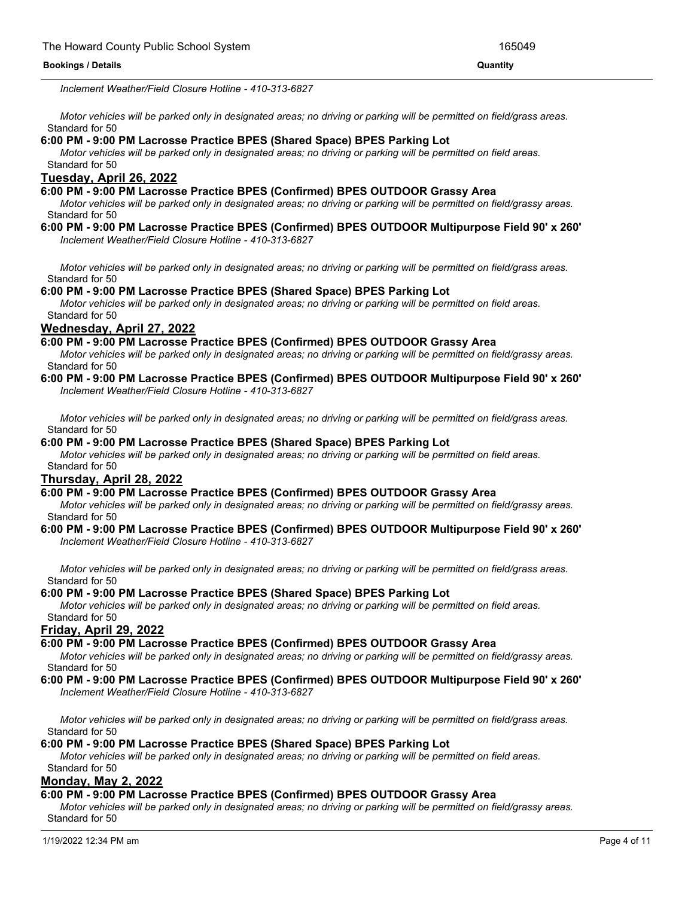*Inclement Weather/Field Closure Hotline - 410-313-6827*

*Motor vehicles will be parked only in designated areas; no driving or parking will be permitted on field/grass areas.*
Standard for 50

**6:00 PM - 9:00 PM Lacrosse Practice BPES (Shared Space) BPES Parking Lot**
*Motor vehicles will be parked only in designated areas; no driving or parking will be permitted on field areas.*
Standard for 50

## Tuesday, April 26, 2022

**6:00 PM - 9:00 PM Lacrosse Practice BPES (Confirmed) BPES OUTDOOR Grassy Area**
*Motor vehicles will be parked only in designated areas; no driving or parking will be permitted on field/grassy areas.*
Standard for 50

**6:00 PM - 9:00 PM Lacrosse Practice BPES (Confirmed) BPES OUTDOOR Multipurpose Field 90' x 260'**
*Inclement Weather/Field Closure Hotline - 410-313-6827*

*Motor vehicles will be parked only in designated areas; no driving or parking will be permitted on field/grass areas.*
Standard for 50

**6:00 PM - 9:00 PM Lacrosse Practice BPES (Shared Space) BPES Parking Lot**
*Motor vehicles will be parked only in designated areas; no driving or parking will be permitted on field areas.*
Standard for 50

## Wednesday, April 27, 2022

**6:00 PM - 9:00 PM Lacrosse Practice BPES (Confirmed) BPES OUTDOOR Grassy Area**
*Motor vehicles will be parked only in designated areas; no driving or parking will be permitted on field/grassy areas.*
Standard for 50

**6:00 PM - 9:00 PM Lacrosse Practice BPES (Confirmed) BPES OUTDOOR Multipurpose Field 90' x 260'**
*Inclement Weather/Field Closure Hotline - 410-313-6827*

*Motor vehicles will be parked only in designated areas; no driving or parking will be permitted on field/grass areas.*
Standard for 50

**6:00 PM - 9:00 PM Lacrosse Practice BPES (Shared Space) BPES Parking Lot**
*Motor vehicles will be parked only in designated areas; no driving or parking will be permitted on field areas.*
Standard for 50

## Thursday, April 28, 2022

**6:00 PM - 9:00 PM Lacrosse Practice BPES (Confirmed) BPES OUTDOOR Grassy Area**
*Motor vehicles will be parked only in designated areas; no driving or parking will be permitted on field/grassy areas.*
Standard for 50

**6:00 PM - 9:00 PM Lacrosse Practice BPES (Confirmed) BPES OUTDOOR Multipurpose Field 90' x 260'**
*Inclement Weather/Field Closure Hotline - 410-313-6827*

*Motor vehicles will be parked only in designated areas; no driving or parking will be permitted on field/grass areas.*
Standard for 50

**6:00 PM - 9:00 PM Lacrosse Practice BPES (Shared Space) BPES Parking Lot**
*Motor vehicles will be parked only in designated areas; no driving or parking will be permitted on field areas.*
Standard for 50

## Friday, April 29, 2022

**6:00 PM - 9:00 PM Lacrosse Practice BPES (Confirmed) BPES OUTDOOR Grassy Area**
*Motor vehicles will be parked only in designated areas; no driving or parking will be permitted on field/grassy areas.*
Standard for 50

**6:00 PM - 9:00 PM Lacrosse Practice BPES (Confirmed) BPES OUTDOOR Multipurpose Field 90' x 260'**
*Inclement Weather/Field Closure Hotline - 410-313-6827*

*Motor vehicles will be parked only in designated areas; no driving or parking will be permitted on field/grass areas.*
Standard for 50

**6:00 PM - 9:00 PM Lacrosse Practice BPES (Shared Space) BPES Parking Lot**
*Motor vehicles will be parked only in designated areas; no driving or parking will be permitted on field areas.*
Standard for 50

## Monday, May 2, 2022

**6:00 PM - 9:00 PM Lacrosse Practice BPES (Confirmed) BPES OUTDOOR Grassy Area**
*Motor vehicles will be parked only in designated areas; no driving or parking will be permitted on field/grassy areas.*
Standard for 50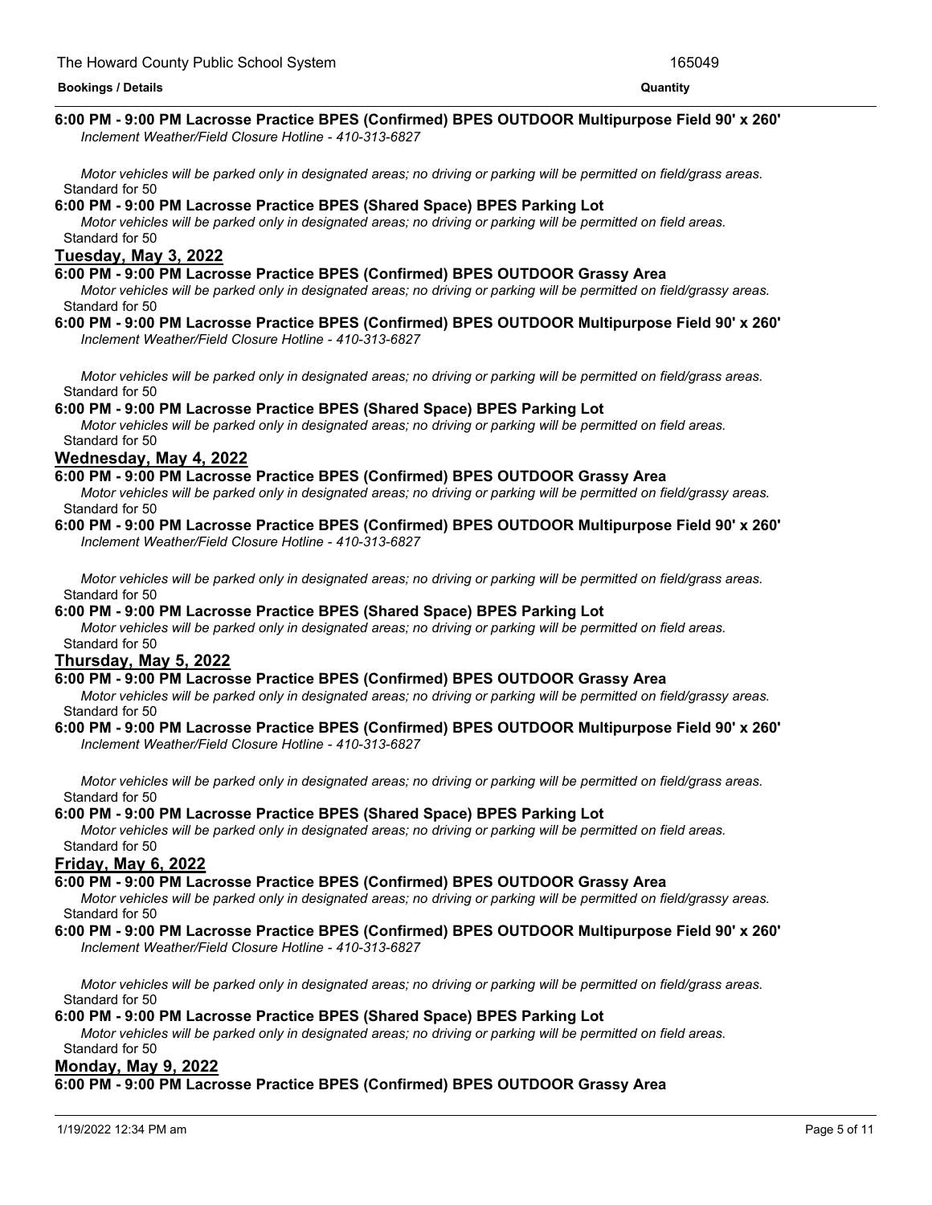**6:00 PM - 9:00 PM Lacrosse Practice BPES (Confirmed) BPES OUTDOOR Multipurpose Field 90' x 260'**

*Inclement Weather/Field Closure Hotline - 410-313-6827*

*Motor vehicles will be parked only in designated areas; no driving or parking will be permitted on field/grass areas.*

Standard for 50

**6:00 PM - 9:00 PM Lacrosse Practice BPES (Shared Space) BPES Parking Lot**

*Motor vehicles will be parked only in designated areas; no driving or parking will be permitted on field areas.*

Standard for 50

## Tuesday, May 3, 2022

**6:00 PM - 9:00 PM Lacrosse Practice BPES (Confirmed) BPES OUTDOOR Grassy Area**

*Motor vehicles will be parked only in designated areas; no driving or parking will be permitted on field/grassy areas.*

Standard for 50

**6:00 PM - 9:00 PM Lacrosse Practice BPES (Confirmed) BPES OUTDOOR Multipurpose Field 90' x 260'**

*Inclement Weather/Field Closure Hotline - 410-313-6827*

*Motor vehicles will be parked only in designated areas; no driving or parking will be permitted on field/grass areas.*

Standard for 50

**6:00 PM - 9:00 PM Lacrosse Practice BPES (Shared Space) BPES Parking Lot**

*Motor vehicles will be parked only in designated areas; no driving or parking will be permitted on field areas.*

Standard for 50

## Wednesday, May 4, 2022

**6:00 PM - 9:00 PM Lacrosse Practice BPES (Confirmed) BPES OUTDOOR Grassy Area**

*Motor vehicles will be parked only in designated areas; no driving or parking will be permitted on field/grassy areas.*

Standard for 50

**6:00 PM - 9:00 PM Lacrosse Practice BPES (Confirmed) BPES OUTDOOR Multipurpose Field 90' x 260'**

*Inclement Weather/Field Closure Hotline - 410-313-6827*

*Motor vehicles will be parked only in designated areas; no driving or parking will be permitted on field/grass areas.*

Standard for 50

**6:00 PM - 9:00 PM Lacrosse Practice BPES (Shared Space) BPES Parking Lot**

*Motor vehicles will be parked only in designated areas; no driving or parking will be permitted on field areas.*

Standard for 50

## Thursday, May 5, 2022

**6:00 PM - 9:00 PM Lacrosse Practice BPES (Confirmed) BPES OUTDOOR Grassy Area**

*Motor vehicles will be parked only in designated areas; no driving or parking will be permitted on field/grassy areas.*

Standard for 50

**6:00 PM - 9:00 PM Lacrosse Practice BPES (Confirmed) BPES OUTDOOR Multipurpose Field 90' x 260'**

*Inclement Weather/Field Closure Hotline - 410-313-6827*

*Motor vehicles will be parked only in designated areas; no driving or parking will be permitted on field/grass areas.*

Standard for 50

**6:00 PM - 9:00 PM Lacrosse Practice BPES (Shared Space) BPES Parking Lot**

*Motor vehicles will be parked only in designated areas; no driving or parking will be permitted on field areas.*

Standard for 50

## Friday, May 6, 2022

**6:00 PM - 9:00 PM Lacrosse Practice BPES (Confirmed) BPES OUTDOOR Grassy Area**

*Motor vehicles will be parked only in designated areas; no driving or parking will be permitted on field/grassy areas.*

Standard for 50

**6:00 PM - 9:00 PM Lacrosse Practice BPES (Confirmed) BPES OUTDOOR Multipurpose Field 90' x 260'**

*Inclement Weather/Field Closure Hotline - 410-313-6827*

*Motor vehicles will be parked only in designated areas; no driving or parking will be permitted on field/grass areas.*

Standard for 50

**6:00 PM - 9:00 PM Lacrosse Practice BPES (Shared Space) BPES Parking Lot**

*Motor vehicles will be parked only in designated areas; no driving or parking will be permitted on field areas.*

Standard for 50

## Monday, May 9, 2022

**6:00 PM - 9:00 PM Lacrosse Practice BPES (Confirmed) BPES OUTDOOR Grassy Area**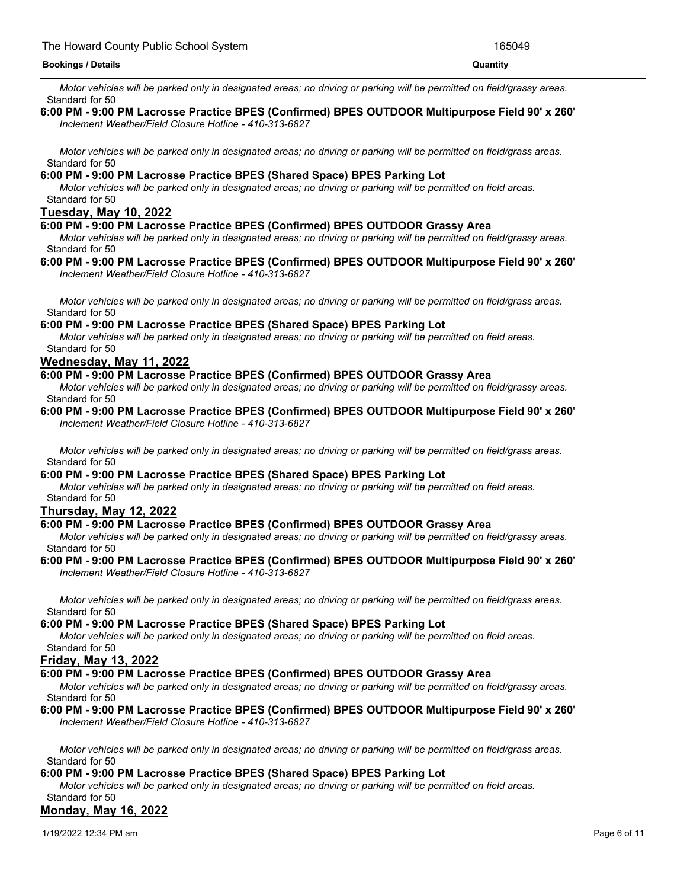*Motor vehicles will be parked only in designated areas; no driving or parking will be permitted on field/grassy areas.*
Standard for 50

**6:00 PM - 9:00 PM Lacrosse Practice BPES (Confirmed) BPES OUTDOOR Multipurpose Field 90' x 260'**
*Inclement Weather/Field Closure Hotline - 410-313-6827*

*Motor vehicles will be parked only in designated areas; no driving or parking will be permitted on field/grass areas.*
Standard for 50

**6:00 PM - 9:00 PM Lacrosse Practice BPES (Shared Space) BPES Parking Lot**
*Motor vehicles will be parked only in designated areas; no driving or parking will be permitted on field areas.*
Standard for 50

## Tuesday, May 10, 2022

**6:00 PM - 9:00 PM Lacrosse Practice BPES (Confirmed) BPES OUTDOOR Grassy Area**
*Motor vehicles will be parked only in designated areas; no driving or parking will be permitted on field/grassy areas.*
Standard for 50

**6:00 PM - 9:00 PM Lacrosse Practice BPES (Confirmed) BPES OUTDOOR Multipurpose Field 90' x 260'**
*Inclement Weather/Field Closure Hotline - 410-313-6827*

*Motor vehicles will be parked only in designated areas; no driving or parking will be permitted on field/grass areas.*
Standard for 50

**6:00 PM - 9:00 PM Lacrosse Practice BPES (Shared Space) BPES Parking Lot**
*Motor vehicles will be parked only in designated areas; no driving or parking will be permitted on field areas.*
Standard for 50

## Wednesday, May 11, 2022

**6:00 PM - 9:00 PM Lacrosse Practice BPES (Confirmed) BPES OUTDOOR Grassy Area**
*Motor vehicles will be parked only in designated areas; no driving or parking will be permitted on field/grassy areas.*
Standard for 50

**6:00 PM - 9:00 PM Lacrosse Practice BPES (Confirmed) BPES OUTDOOR Multipurpose Field 90' x 260'**
*Inclement Weather/Field Closure Hotline - 410-313-6827*

*Motor vehicles will be parked only in designated areas; no driving or parking will be permitted on field/grass areas.*
Standard for 50

**6:00 PM - 9:00 PM Lacrosse Practice BPES (Shared Space) BPES Parking Lot**
*Motor vehicles will be parked only in designated areas; no driving or parking will be permitted on field areas.*
Standard for 50

## Thursday, May 12, 2022

**6:00 PM - 9:00 PM Lacrosse Practice BPES (Confirmed) BPES OUTDOOR Grassy Area**
*Motor vehicles will be parked only in designated areas; no driving or parking will be permitted on field/grassy areas.*
Standard for 50

**6:00 PM - 9:00 PM Lacrosse Practice BPES (Confirmed) BPES OUTDOOR Multipurpose Field 90' x 260'**
*Inclement Weather/Field Closure Hotline - 410-313-6827*

*Motor vehicles will be parked only in designated areas; no driving or parking will be permitted on field/grass areas.*
Standard for 50

**6:00 PM - 9:00 PM Lacrosse Practice BPES (Shared Space) BPES Parking Lot**
*Motor vehicles will be parked only in designated areas; no driving or parking will be permitted on field areas.*
Standard for 50

## Friday, May 13, 2022

**6:00 PM - 9:00 PM Lacrosse Practice BPES (Confirmed) BPES OUTDOOR Grassy Area**
*Motor vehicles will be parked only in designated areas; no driving or parking will be permitted on field/grassy areas.*
Standard for 50

**6:00 PM - 9:00 PM Lacrosse Practice BPES (Confirmed) BPES OUTDOOR Multipurpose Field 90' x 260'**
*Inclement Weather/Field Closure Hotline - 410-313-6827*

*Motor vehicles will be parked only in designated areas; no driving or parking will be permitted on field/grass areas.*
Standard for 50

**6:00 PM - 9:00 PM Lacrosse Practice BPES (Shared Space) BPES Parking Lot**
*Motor vehicles will be parked only in designated areas; no driving or parking will be permitted on field areas.*
Standard for 50

## Monday, May 16, 2022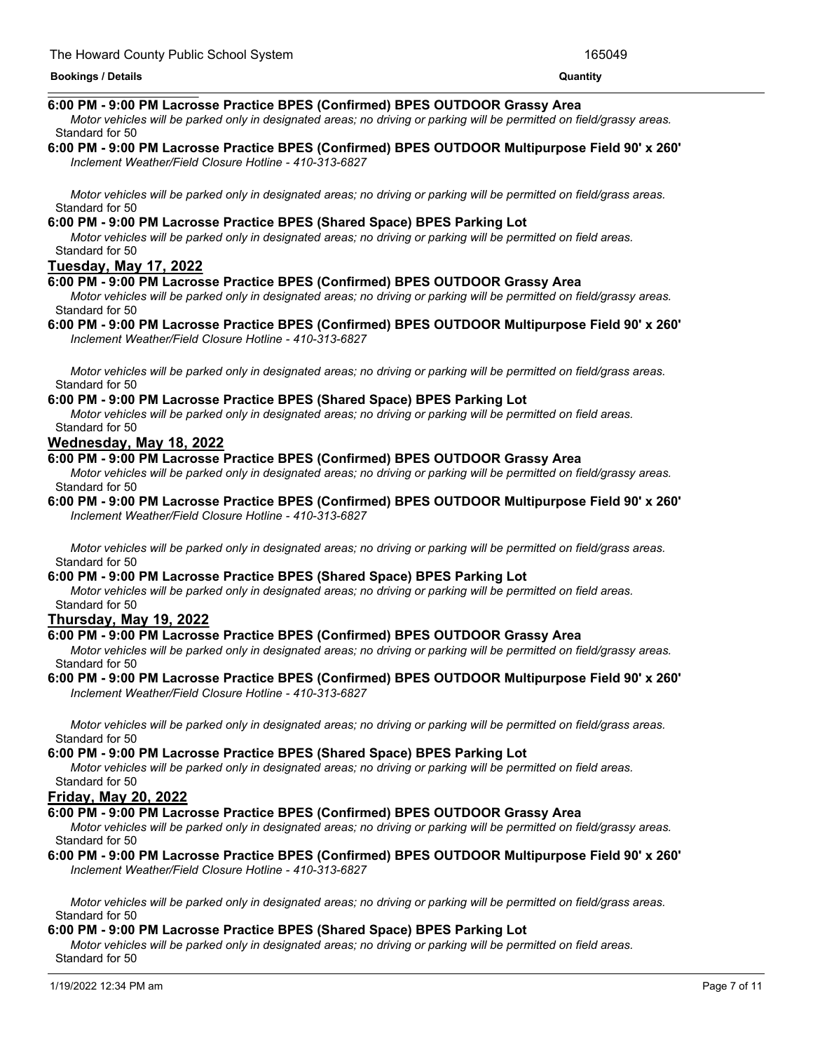**Bookings / Details** **Quantity**

**6:00 PM - 9:00 PM Lacrosse Practice BPES (Confirmed) BPES OUTDOOR Grassy Area**

*Motor vehicles will be parked only in designated areas; no driving or parking will be permitted on field/grassy areas.*

Standard for 50

**6:00 PM - 9:00 PM Lacrosse Practice BPES (Confirmed) BPES OUTDOOR Multipurpose Field 90' x 260'**

*Inclement Weather/Field Closure Hotline - 410-313-6827*

*Motor vehicles will be parked only in designated areas; no driving or parking will be permitted on field/grass areas.*

Standard for 50

**6:00 PM - 9:00 PM Lacrosse Practice BPES (Shared Space) BPES Parking Lot**

*Motor vehicles will be parked only in designated areas; no driving or parking will be permitted on field areas.*

Standard for 50

## Tuesday, May 17, 2022

**6:00 PM - 9:00 PM Lacrosse Practice BPES (Confirmed) BPES OUTDOOR Grassy Area**

*Motor vehicles will be parked only in designated areas; no driving or parking will be permitted on field/grassy areas.*

Standard for 50

**6:00 PM - 9:00 PM Lacrosse Practice BPES (Confirmed) BPES OUTDOOR Multipurpose Field 90' x 260'**

*Inclement Weather/Field Closure Hotline - 410-313-6827*

*Motor vehicles will be parked only in designated areas; no driving or parking will be permitted on field/grass areas.*

Standard for 50

**6:00 PM - 9:00 PM Lacrosse Practice BPES (Shared Space) BPES Parking Lot**

*Motor vehicles will be parked only in designated areas; no driving or parking will be permitted on field areas.*

Standard for 50

## Wednesday, May 18, 2022

**6:00 PM - 9:00 PM Lacrosse Practice BPES (Confirmed) BPES OUTDOOR Grassy Area**

*Motor vehicles will be parked only in designated areas; no driving or parking will be permitted on field/grassy areas.*

Standard for 50

**6:00 PM - 9:00 PM Lacrosse Practice BPES (Confirmed) BPES OUTDOOR Multipurpose Field 90' x 260'**

*Inclement Weather/Field Closure Hotline - 410-313-6827*

*Motor vehicles will be parked only in designated areas; no driving or parking will be permitted on field/grass areas.*

Standard for 50

**6:00 PM - 9:00 PM Lacrosse Practice BPES (Shared Space) BPES Parking Lot**

*Motor vehicles will be parked only in designated areas; no driving or parking will be permitted on field areas.*

Standard for 50

## Thursday, May 19, 2022

**6:00 PM - 9:00 PM Lacrosse Practice BPES (Confirmed) BPES OUTDOOR Grassy Area**

*Motor vehicles will be parked only in designated areas; no driving or parking will be permitted on field/grassy areas.*

Standard for 50

**6:00 PM - 9:00 PM Lacrosse Practice BPES (Confirmed) BPES OUTDOOR Multipurpose Field 90' x 260'**

*Inclement Weather/Field Closure Hotline - 410-313-6827*

*Motor vehicles will be parked only in designated areas; no driving or parking will be permitted on field/grass areas.*

Standard for 50

**6:00 PM - 9:00 PM Lacrosse Practice BPES (Shared Space) BPES Parking Lot**

*Motor vehicles will be parked only in designated areas; no driving or parking will be permitted on field areas.*

Standard for 50

## Friday, May 20, 2022

**6:00 PM - 9:00 PM Lacrosse Practice BPES (Confirmed) BPES OUTDOOR Grassy Area**

*Motor vehicles will be parked only in designated areas; no driving or parking will be permitted on field/grassy areas.*

Standard for 50

**6:00 PM - 9:00 PM Lacrosse Practice BPES (Confirmed) BPES OUTDOOR Multipurpose Field 90' x 260'**

*Inclement Weather/Field Closure Hotline - 410-313-6827*

*Motor vehicles will be parked only in designated areas; no driving or parking will be permitted on field/grass areas.*

Standard for 50

**6:00 PM - 9:00 PM Lacrosse Practice BPES (Shared Space) BPES Parking Lot**

*Motor vehicles will be parked only in designated areas; no driving or parking will be permitted on field areas.*

Standard for 50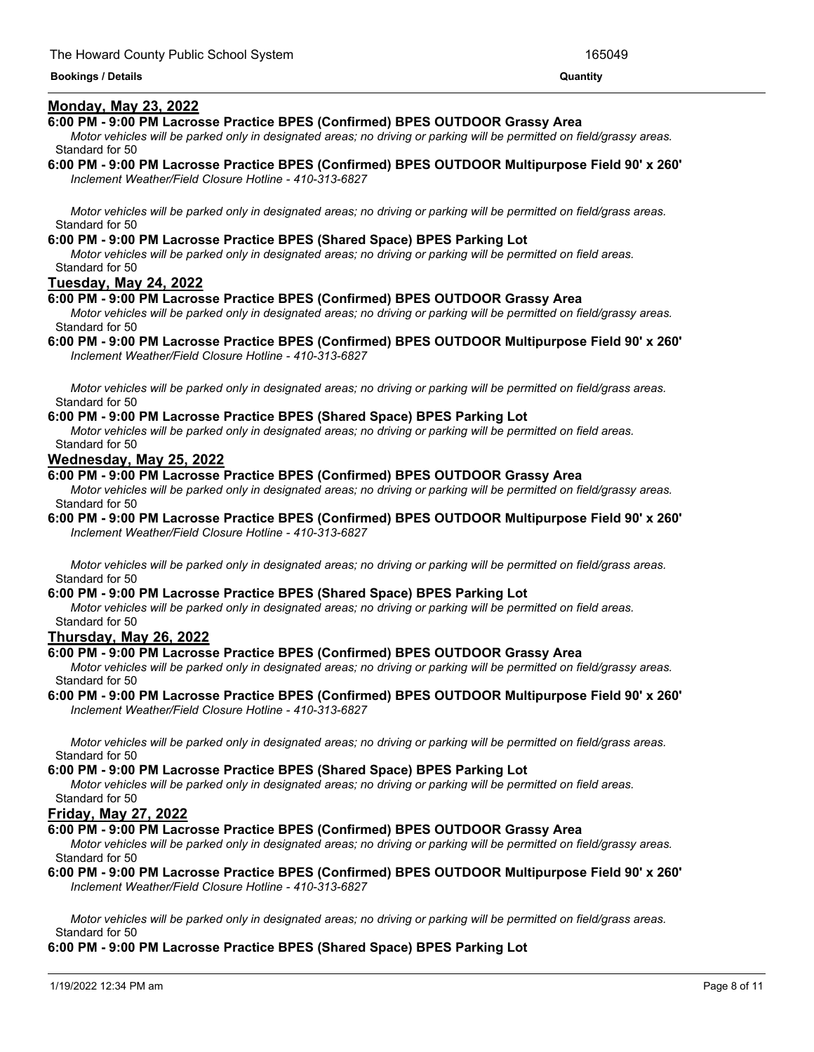**Bookings / Details** | **Quantity**

## Monday, May 23, 2022

**6:00 PM - 9:00 PM Lacrosse Practice BPES (Confirmed) BPES OUTDOOR Grassy Area**

*Motor vehicles will be parked only in designated areas; no driving or parking will be permitted on field/grassy areas.*
Standard for 50

**6:00 PM - 9:00 PM Lacrosse Practice BPES (Confirmed) BPES OUTDOOR Multipurpose Field 90' x 260'**

*Inclement Weather/Field Closure Hotline - 410-313-6827*

*Motor vehicles will be parked only in designated areas; no driving or parking will be permitted on field/grass areas.*
Standard for 50

**6:00 PM - 9:00 PM Lacrosse Practice BPES (Shared Space) BPES Parking Lot**

*Motor vehicles will be parked only in designated areas; no driving or parking will be permitted on field areas.*
Standard for 50

## Tuesday, May 24, 2022

**6:00 PM - 9:00 PM Lacrosse Practice BPES (Confirmed) BPES OUTDOOR Grassy Area**

*Motor vehicles will be parked only in designated areas; no driving or parking will be permitted on field/grassy areas.*
Standard for 50

**6:00 PM - 9:00 PM Lacrosse Practice BPES (Confirmed) BPES OUTDOOR Multipurpose Field 90' x 260'**

*Inclement Weather/Field Closure Hotline - 410-313-6827*

*Motor vehicles will be parked only in designated areas; no driving or parking will be permitted on field/grass areas.*
Standard for 50

**6:00 PM - 9:00 PM Lacrosse Practice BPES (Shared Space) BPES Parking Lot**

*Motor vehicles will be parked only in designated areas; no driving or parking will be permitted on field areas.*
Standard for 50

## Wednesday, May 25, 2022

**6:00 PM - 9:00 PM Lacrosse Practice BPES (Confirmed) BPES OUTDOOR Grassy Area**

*Motor vehicles will be parked only in designated areas; no driving or parking will be permitted on field/grassy areas.*
Standard for 50

**6:00 PM - 9:00 PM Lacrosse Practice BPES (Confirmed) BPES OUTDOOR Multipurpose Field 90' x 260'**

*Inclement Weather/Field Closure Hotline - 410-313-6827*

*Motor vehicles will be parked only in designated areas; no driving or parking will be permitted on field/grass areas.*
Standard for 50

**6:00 PM - 9:00 PM Lacrosse Practice BPES (Shared Space) BPES Parking Lot**

*Motor vehicles will be parked only in designated areas; no driving or parking will be permitted on field areas.*
Standard for 50

## Thursday, May 26, 2022

**6:00 PM - 9:00 PM Lacrosse Practice BPES (Confirmed) BPES OUTDOOR Grassy Area**

*Motor vehicles will be parked only in designated areas; no driving or parking will be permitted on field/grassy areas.*
Standard for 50

**6:00 PM - 9:00 PM Lacrosse Practice BPES (Confirmed) BPES OUTDOOR Multipurpose Field 90' x 260'**

*Inclement Weather/Field Closure Hotline - 410-313-6827*

*Motor vehicles will be parked only in designated areas; no driving or parking will be permitted on field/grass areas.*
Standard for 50

**6:00 PM - 9:00 PM Lacrosse Practice BPES (Shared Space) BPES Parking Lot**

*Motor vehicles will be parked only in designated areas; no driving or parking will be permitted on field areas.*
Standard for 50

## Friday, May 27, 2022

**6:00 PM - 9:00 PM Lacrosse Practice BPES (Confirmed) BPES OUTDOOR Grassy Area**

*Motor vehicles will be parked only in designated areas; no driving or parking will be permitted on field/grassy areas.*
Standard for 50

**6:00 PM - 9:00 PM Lacrosse Practice BPES (Confirmed) BPES OUTDOOR Multipurpose Field 90' x 260'**

*Inclement Weather/Field Closure Hotline - 410-313-6827*

*Motor vehicles will be parked only in designated areas; no driving or parking will be permitted on field/grass areas.*
Standard for 50

**6:00 PM - 9:00 PM Lacrosse Practice BPES (Shared Space) BPES Parking Lot**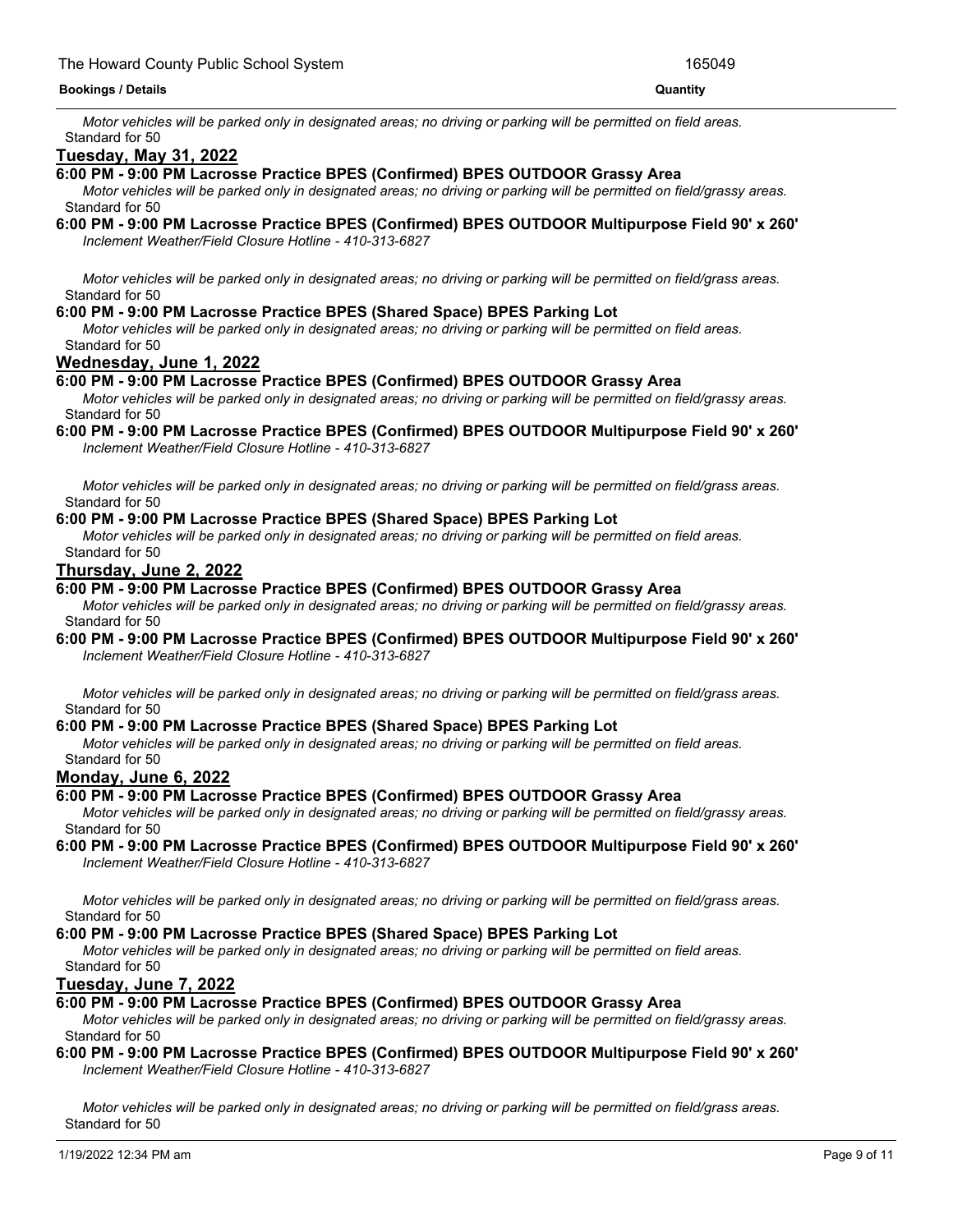*Motor vehicles will be parked only in designated areas; no driving or parking will be permitted on field areas.*
Standard for 50

## Tuesday, May 31, 2022

**6:00 PM - 9:00 PM Lacrosse Practice BPES (Confirmed) BPES OUTDOOR Grassy Area**

*Motor vehicles will be parked only in designated areas; no driving or parking will be permitted on field/grassy areas.*
Standard for 50

**6:00 PM - 9:00 PM Lacrosse Practice BPES (Confirmed) BPES OUTDOOR Multipurpose Field 90' x 260'**

*Inclement Weather/Field Closure Hotline - 410-313-6827*

*Motor vehicles will be parked only in designated areas; no driving or parking will be permitted on field/grass areas.*
Standard for 50

**6:00 PM - 9:00 PM Lacrosse Practice BPES (Shared Space) BPES Parking Lot**

*Motor vehicles will be parked only in designated areas; no driving or parking will be permitted on field areas.*
Standard for 50

## Wednesday, June 1, 2022

**6:00 PM - 9:00 PM Lacrosse Practice BPES (Confirmed) BPES OUTDOOR Grassy Area**

*Motor vehicles will be parked only in designated areas; no driving or parking will be permitted on field/grassy areas.*
Standard for 50

**6:00 PM - 9:00 PM Lacrosse Practice BPES (Confirmed) BPES OUTDOOR Multipurpose Field 90' x 260'**

*Inclement Weather/Field Closure Hotline - 410-313-6827*

*Motor vehicles will be parked only in designated areas; no driving or parking will be permitted on field/grass areas.*
Standard for 50

**6:00 PM - 9:00 PM Lacrosse Practice BPES (Shared Space) BPES Parking Lot**

*Motor vehicles will be parked only in designated areas; no driving or parking will be permitted on field areas.*
Standard for 50

## Thursday, June 2, 2022

**6:00 PM - 9:00 PM Lacrosse Practice BPES (Confirmed) BPES OUTDOOR Grassy Area**

*Motor vehicles will be parked only in designated areas; no driving or parking will be permitted on field/grassy areas.*
Standard for 50

**6:00 PM - 9:00 PM Lacrosse Practice BPES (Confirmed) BPES OUTDOOR Multipurpose Field 90' x 260'**

*Inclement Weather/Field Closure Hotline - 410-313-6827*

*Motor vehicles will be parked only in designated areas; no driving or parking will be permitted on field/grass areas.*
Standard for 50

**6:00 PM - 9:00 PM Lacrosse Practice BPES (Shared Space) BPES Parking Lot**

*Motor vehicles will be parked only in designated areas; no driving or parking will be permitted on field areas.*
Standard for 50

## Monday, June 6, 2022

**6:00 PM - 9:00 PM Lacrosse Practice BPES (Confirmed) BPES OUTDOOR Grassy Area**

*Motor vehicles will be parked only in designated areas; no driving or parking will be permitted on field/grassy areas.*
Standard for 50

**6:00 PM - 9:00 PM Lacrosse Practice BPES (Confirmed) BPES OUTDOOR Multipurpose Field 90' x 260'**

*Inclement Weather/Field Closure Hotline - 410-313-6827*

*Motor vehicles will be parked only in designated areas; no driving or parking will be permitted on field/grass areas.*
Standard for 50

**6:00 PM - 9:00 PM Lacrosse Practice BPES (Shared Space) BPES Parking Lot**

*Motor vehicles will be parked only in designated areas; no driving or parking will be permitted on field areas.*
Standard for 50

## Tuesday, June 7, 2022

**6:00 PM - 9:00 PM Lacrosse Practice BPES (Confirmed) BPES OUTDOOR Grassy Area**

*Motor vehicles will be parked only in designated areas; no driving or parking will be permitted on field/grassy areas.*
Standard for 50

**6:00 PM - 9:00 PM Lacrosse Practice BPES (Confirmed) BPES OUTDOOR Multipurpose Field 90' x 260'**

*Inclement Weather/Field Closure Hotline - 410-313-6827*

*Motor vehicles will be parked only in designated areas; no driving or parking will be permitted on field/grass areas.*
Standard for 50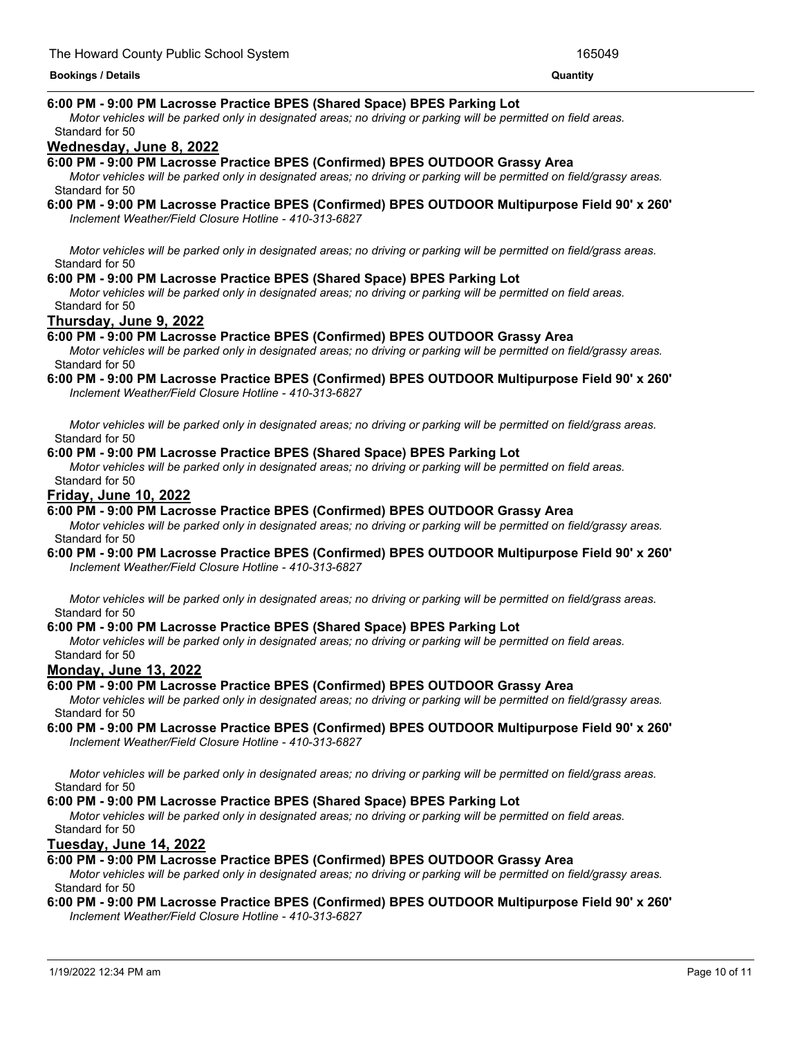**6:00 PM - 9:00 PM Lacrosse Practice BPES (Shared Space) BPES Parking Lot**
*Motor vehicles will be parked only in designated areas; no driving or parking will be permitted on field areas.*
Standard for 50

## Wednesday, June 8, 2022

**6:00 PM - 9:00 PM Lacrosse Practice BPES (Confirmed) BPES OUTDOOR Grassy Area**
*Motor vehicles will be parked only in designated areas; no driving or parking will be permitted on field/grassy areas.*
Standard for 50

**6:00 PM - 9:00 PM Lacrosse Practice BPES (Confirmed) BPES OUTDOOR Multipurpose Field 90' x 260'**
*Inclement Weather/Field Closure Hotline - 410-313-6827*

*Motor vehicles will be parked only in designated areas; no driving or parking will be permitted on field/grass areas.*
Standard for 50

**6:00 PM - 9:00 PM Lacrosse Practice BPES (Shared Space) BPES Parking Lot**
*Motor vehicles will be parked only in designated areas; no driving or parking will be permitted on field areas.*
Standard for 50

## Thursday, June 9, 2022

**6:00 PM - 9:00 PM Lacrosse Practice BPES (Confirmed) BPES OUTDOOR Grassy Area**
*Motor vehicles will be parked only in designated areas; no driving or parking will be permitted on field/grassy areas.*
Standard for 50

**6:00 PM - 9:00 PM Lacrosse Practice BPES (Confirmed) BPES OUTDOOR Multipurpose Field 90' x 260'**
*Inclement Weather/Field Closure Hotline - 410-313-6827*

*Motor vehicles will be parked only in designated areas; no driving or parking will be permitted on field/grass areas.*
Standard for 50

**6:00 PM - 9:00 PM Lacrosse Practice BPES (Shared Space) BPES Parking Lot**
*Motor vehicles will be parked only in designated areas; no driving or parking will be permitted on field areas.*
Standard for 50

## Friday, June 10, 2022

**6:00 PM - 9:00 PM Lacrosse Practice BPES (Confirmed) BPES OUTDOOR Grassy Area**
*Motor vehicles will be parked only in designated areas; no driving or parking will be permitted on field/grassy areas.*
Standard for 50

**6:00 PM - 9:00 PM Lacrosse Practice BPES (Confirmed) BPES OUTDOOR Multipurpose Field 90' x 260'**
*Inclement Weather/Field Closure Hotline - 410-313-6827*

*Motor vehicles will be parked only in designated areas; no driving or parking will be permitted on field/grass areas.*
Standard for 50

**6:00 PM - 9:00 PM Lacrosse Practice BPES (Shared Space) BPES Parking Lot**
*Motor vehicles will be parked only in designated areas; no driving or parking will be permitted on field areas.*
Standard for 50

## Monday, June 13, 2022

**6:00 PM - 9:00 PM Lacrosse Practice BPES (Confirmed) BPES OUTDOOR Grassy Area**
*Motor vehicles will be parked only in designated areas; no driving or parking will be permitted on field/grassy areas.*
Standard for 50

**6:00 PM - 9:00 PM Lacrosse Practice BPES (Confirmed) BPES OUTDOOR Multipurpose Field 90' x 260'**
*Inclement Weather/Field Closure Hotline - 410-313-6827*

*Motor vehicles will be parked only in designated areas; no driving or parking will be permitted on field/grass areas.*
Standard for 50

**6:00 PM - 9:00 PM Lacrosse Practice BPES (Shared Space) BPES Parking Lot**
*Motor vehicles will be parked only in designated areas; no driving or parking will be permitted on field areas.*
Standard for 50

## Tuesday, June 14, 2022

**6:00 PM - 9:00 PM Lacrosse Practice BPES (Confirmed) BPES OUTDOOR Grassy Area**
*Motor vehicles will be parked only in designated areas; no driving or parking will be permitted on field/grassy areas.*
Standard for 50

**6:00 PM - 9:00 PM Lacrosse Practice BPES (Confirmed) BPES OUTDOOR Multipurpose Field 90' x 260'**
*Inclement Weather/Field Closure Hotline - 410-313-6827*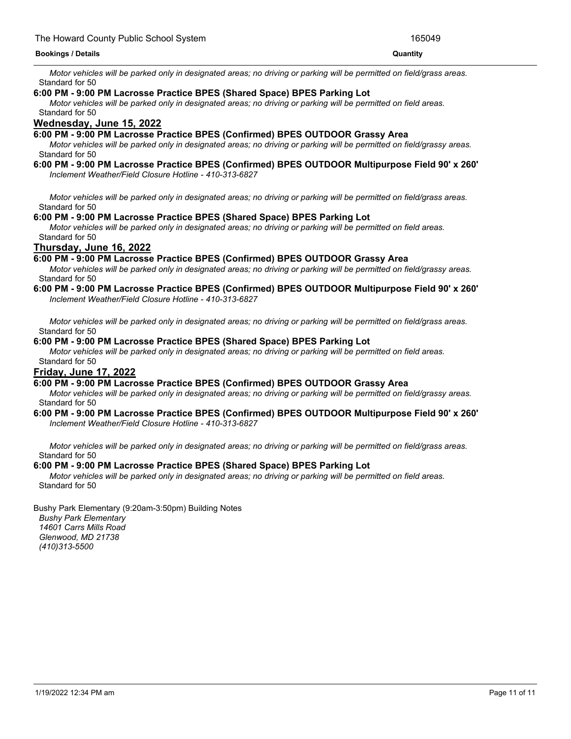*Motor vehicles will be parked only in designated areas; no driving or parking will be permitted on field/grass areas.*
Standard for 50

**6:00 PM - 9:00 PM Lacrosse Practice BPES (Shared Space) BPES Parking Lot**
*Motor vehicles will be parked only in designated areas; no driving or parking will be permitted on field areas.*
Standard for 50

## Wednesday, June 15, 2022

**6:00 PM - 9:00 PM Lacrosse Practice BPES (Confirmed) BPES OUTDOOR Grassy Area**
*Motor vehicles will be parked only in designated areas; no driving or parking will be permitted on field/grassy areas.*
Standard for 50

**6:00 PM - 9:00 PM Lacrosse Practice BPES (Confirmed) BPES OUTDOOR Multipurpose Field 90' x 260'**
*Inclement Weather/Field Closure Hotline - 410-313-6827*

*Motor vehicles will be parked only in designated areas; no driving or parking will be permitted on field/grass areas.*
Standard for 50

**6:00 PM - 9:00 PM Lacrosse Practice BPES (Shared Space) BPES Parking Lot**
*Motor vehicles will be parked only in designated areas; no driving or parking will be permitted on field areas.*
Standard for 50

## Thursday, June 16, 2022

**6:00 PM - 9:00 PM Lacrosse Practice BPES (Confirmed) BPES OUTDOOR Grassy Area**
*Motor vehicles will be parked only in designated areas; no driving or parking will be permitted on field/grassy areas.*
Standard for 50

**6:00 PM - 9:00 PM Lacrosse Practice BPES (Confirmed) BPES OUTDOOR Multipurpose Field 90' x 260'**
*Inclement Weather/Field Closure Hotline - 410-313-6827*

*Motor vehicles will be parked only in designated areas; no driving or parking will be permitted on field/grass areas.*
Standard for 50

**6:00 PM - 9:00 PM Lacrosse Practice BPES (Shared Space) BPES Parking Lot**
*Motor vehicles will be parked only in designated areas; no driving or parking will be permitted on field areas.*
Standard for 50

## Friday, June 17, 2022

**6:00 PM - 9:00 PM Lacrosse Practice BPES (Confirmed) BPES OUTDOOR Grassy Area**
*Motor vehicles will be parked only in designated areas; no driving or parking will be permitted on field/grassy areas.*
Standard for 50

**6:00 PM - 9:00 PM Lacrosse Practice BPES (Confirmed) BPES OUTDOOR Multipurpose Field 90' x 260'**
*Inclement Weather/Field Closure Hotline - 410-313-6827*

*Motor vehicles will be parked only in designated areas; no driving or parking will be permitted on field/grass areas.*
Standard for 50

**6:00 PM - 9:00 PM Lacrosse Practice BPES (Shared Space) BPES Parking Lot**
*Motor vehicles will be parked only in designated areas; no driving or parking will be permitted on field areas.*
Standard for 50

Bushy Park Elementary (9:20am-3:50pm) Building Notes
*Bushy Park Elementary*
*14601 Carrs Mills Road*
*Glenwood, MD 21738*
*(410)313-5500*